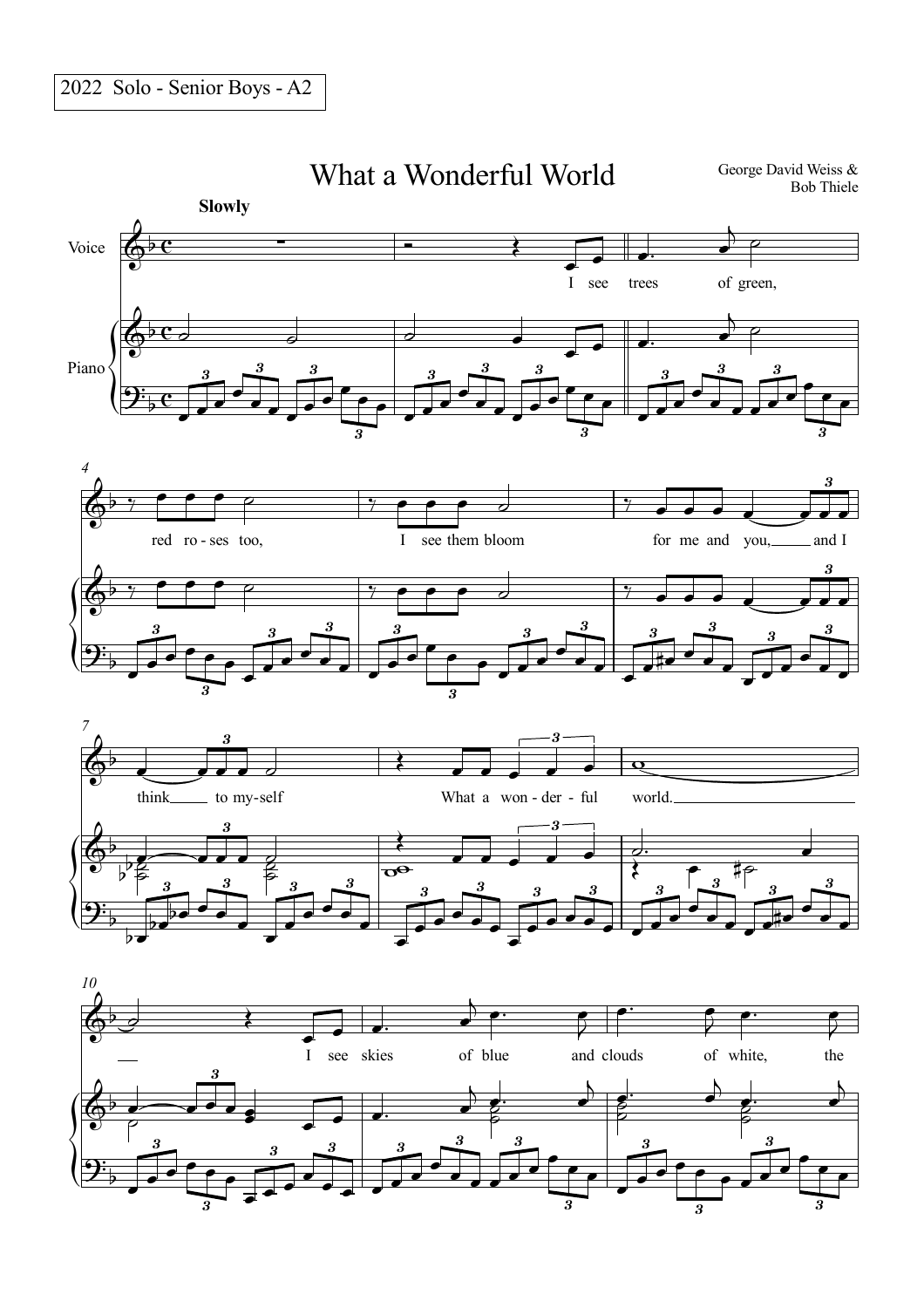2022 Solo - Senior Boys - A2

# What a Wonderful World

George David Weiss & Bob Thiele

**Slowly**

Voice

Piano

I see trees of green,

red ro - ses too, I see them bloom for me and you, and I

think to my-self What a won - der - ful world.

I see skies of blue and clouds of white, the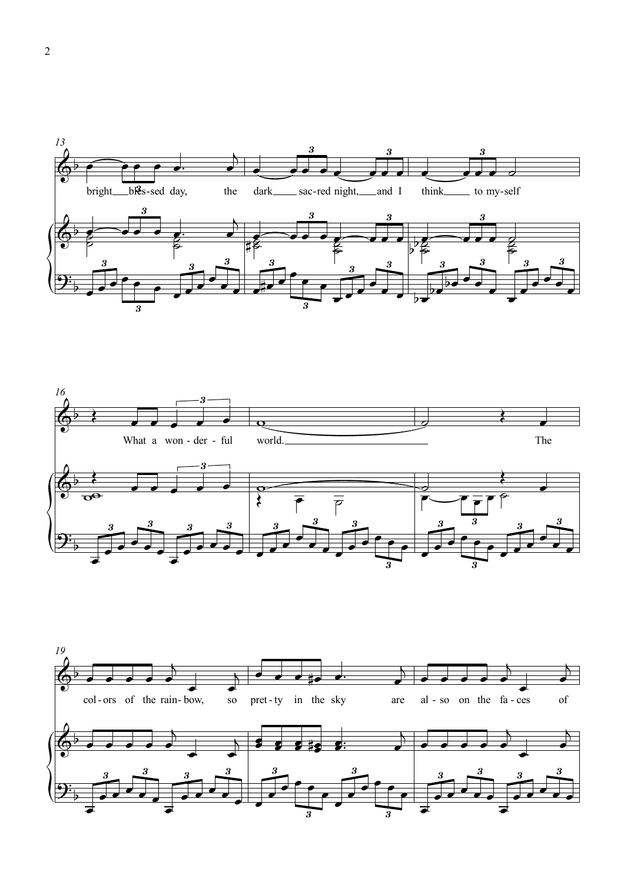13

bright___ bles-sed day, the dark___ sac-red night,___ and I think___ to my-self

16

What a won-der-ful world.___ The

19

col-ors of the rain-bow, so pret-ty in the sky are al-so on the fa-ces of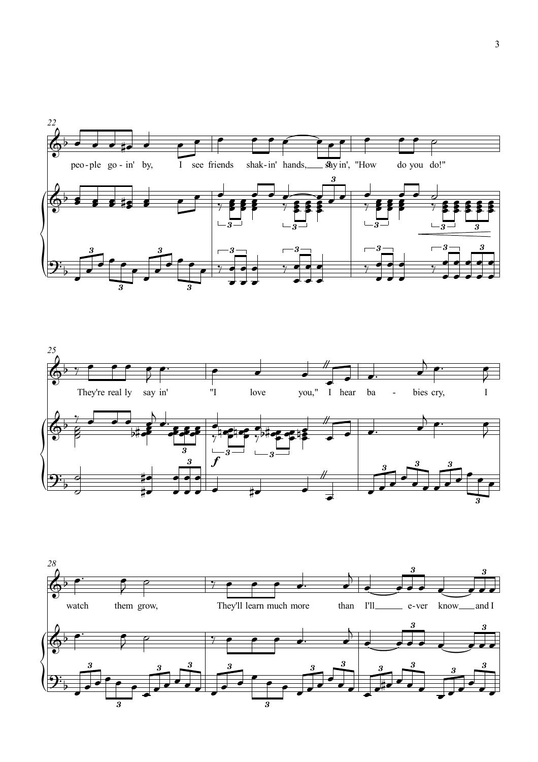22

peo-ple go-in' by, I see friends shak-in' hands, say-in', "How do you do!"

25

They're real-ly say-in' "I love you," I hear ba - bies cry, I

*f*

28

watch them grow, They'll learn much more than I'll e-ver know and I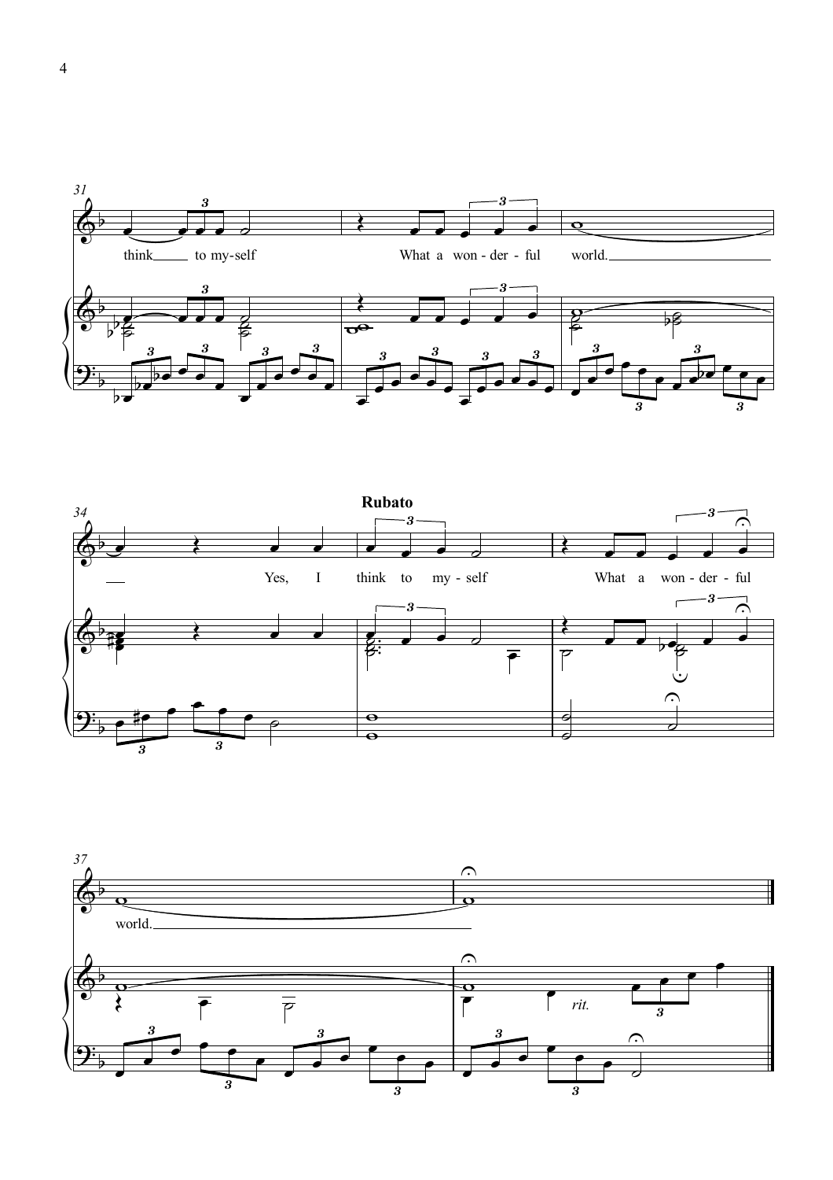think to my-self What a won-der-ful world.

Rubato

Yes, I think to my-self What a won-der-ful world.

*rit.*